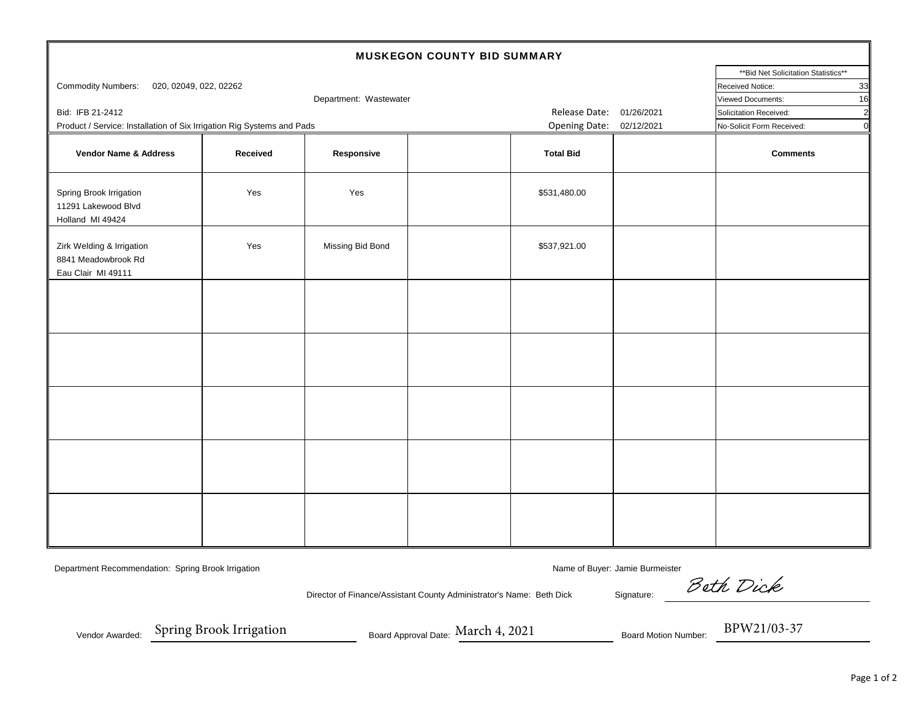# MUSKEGON COUNTY BID SUMMARY

Commodity Numbers: 020, 02049, 022, 02262

Department: Wastewater

Bid: IFB 21-2412

Product / Service: Installation of Six Irrigation Rig Systems and Pads

Release Date: 01/26/2021

Opening Date: 02/12/2021

| **Bid Net Solicitation Statistics** | |
|---|---|
| Received Notice: | 33 |
| Viewed Documents: | 16 |
| Solicitation Received: | 2 |
| No-Solicit Form Received: | 0 |

| Vendor Name & Address | Received | Responsive | | Total Bid | | Comments |
|---|---|---|---|---|---|---|
| Spring Brook Irrigation<br>11291 Lakewood Blvd<br>Holland MI 49424 | Yes | Yes | | $531,480.00 | | |
| Zirk Welding & Irrigation<br>8841 Meadowbrook Rd<br>Eau Clair MI 49111 | Yes | Missing Bid Bond | | $537,921.00 | | |
| | | | | | | |
| | | | | | | |
| | | | | | | |
| | | | | | | |
| | | | | | | |

Department Recommendation: Spring Brook Irrigation

Name of Buyer: Jamie Burmeister

Director of Finance/Assistant County Administrator's Name: Beth Dick

Signature: Beth Dick

Vendor Awarded: Spring Brook Irrigation

Board Approval Date: March 4, 2021

Board Motion Number: BPW21/03-37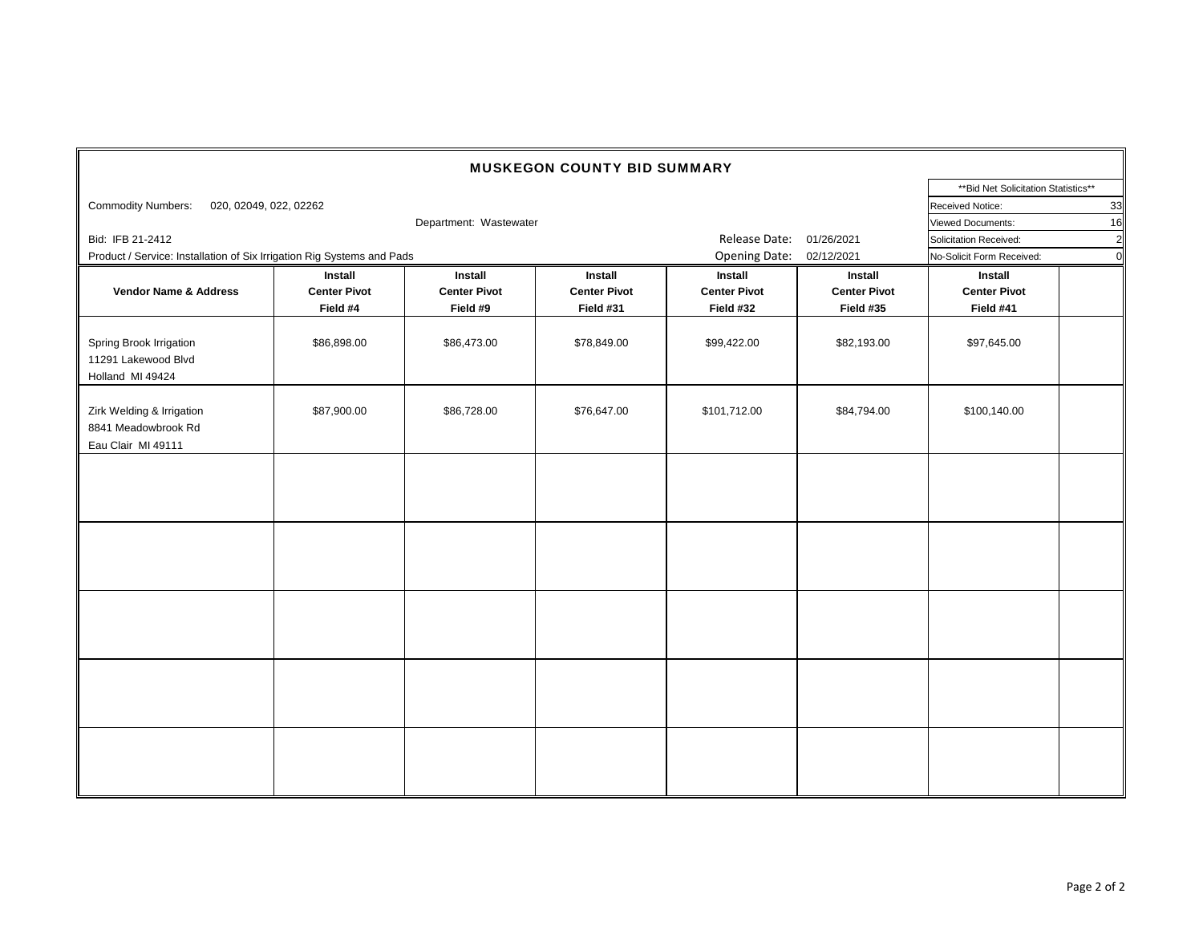# MUSKEGON COUNTY BID SUMMARY

| | |
|---|---|
| **Bid Net Solicitation Statistics** | |
| Received Notice: | 33 |
| Viewed Documents: | 16 |
| Solicitation Received: | 2 |
| No-Solicit Form Received: | 0 |

Commodity Numbers: 020, 02049, 022, 02262

Department: Wastewater

Bid: IFB 21-2412

Release Date: 01/26/2021

Product / Service: Installation of Six Irrigation Rig Systems and Pads

Opening Date: 02/12/2021

| Vendor Name & Address | Install Center Pivot Field #4 | Install Center Pivot Field #9 | Install Center Pivot Field #31 | Install Center Pivot Field #32 | Install Center Pivot Field #35 | Install Center Pivot Field #41 | |
|---|---|---|---|---|---|---|---|
| Spring Brook Irrigation<br>11291 Lakewood Blvd<br>Holland MI 49424 | $86,898.00 | $86,473.00 | $78,849.00 | $99,422.00 | $82,193.00 | $97,645.00 | |
| Zirk Welding & Irrigation<br>8841 Meadowbrook Rd<br>Eau Clair MI 49111 | $87,900.00 | $86,728.00 | $76,647.00 | $101,712.00 | $84,794.00 | $100,140.00 | |
| | | | | | | | |
| | | | | | | | |
| | | | | | | | |
| | | | | | | | |
| | | | | | | | |